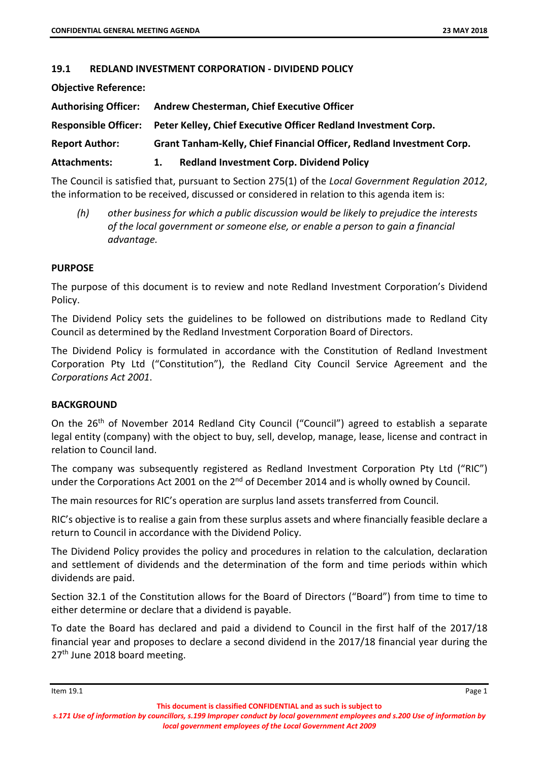## 19.1 REDLAND INVESTMENT CORPORATION - DIVIDEND POLICY

**Objective Reference:**

**Authorising Officer:** **Andrew Chesterman, Chief Executive Officer**

**Responsible Officer:** **Peter Kelley, Chief Executive Officer Redland Investment Corp.**

**Report Author:** **Grant Tanham-Kelly, Chief Financial Officer, Redland Investment Corp.**

**Attachments:** **1. Redland Investment Corp. Dividend Policy**

The Council is satisfied that, pursuant to Section 275(1) of the *Local Government Regulation 2012*, the information to be received, discussed or considered in relation to this agenda item is:

> *(h) other business for which a public discussion would be likely to prejudice the interests of the local government or someone else, or enable a person to gain a financial advantage.*

### PURPOSE

The purpose of this document is to review and note Redland Investment Corporation's Dividend Policy.

The Dividend Policy sets the guidelines to be followed on distributions made to Redland City Council as determined by the Redland Investment Corporation Board of Directors.

The Dividend Policy is formulated in accordance with the Constitution of Redland Investment Corporation Pty Ltd ("Constitution"), the Redland City Council Service Agreement and the *Corporations Act 2001*.

### BACKGROUND

On the 26th of November 2014 Redland City Council ("Council") agreed to establish a separate legal entity (company) with the object to buy, sell, develop, manage, lease, license and contract in relation to Council land.

The company was subsequently registered as Redland Investment Corporation Pty Ltd ("RIC") under the Corporations Act 2001 on the 2nd of December 2014 and is wholly owned by Council.

The main resources for RIC's operation are surplus land assets transferred from Council.

RIC's objective is to realise a gain from these surplus assets and where financially feasible declare a return to Council in accordance with the Dividend Policy.

The Dividend Policy provides the policy and procedures in relation to the calculation, declaration and settlement of dividends and the determination of the form and time periods within which dividends are paid.

Section 32.1 of the Constitution allows for the Board of Directors ("Board") from time to time to either determine or declare that a dividend is payable.

To date the Board has declared and paid a dividend to Council in the first half of the 2017/18 financial year and proposes to declare a second dividend in the 2017/18 financial year during the 27th June 2018 board meeting.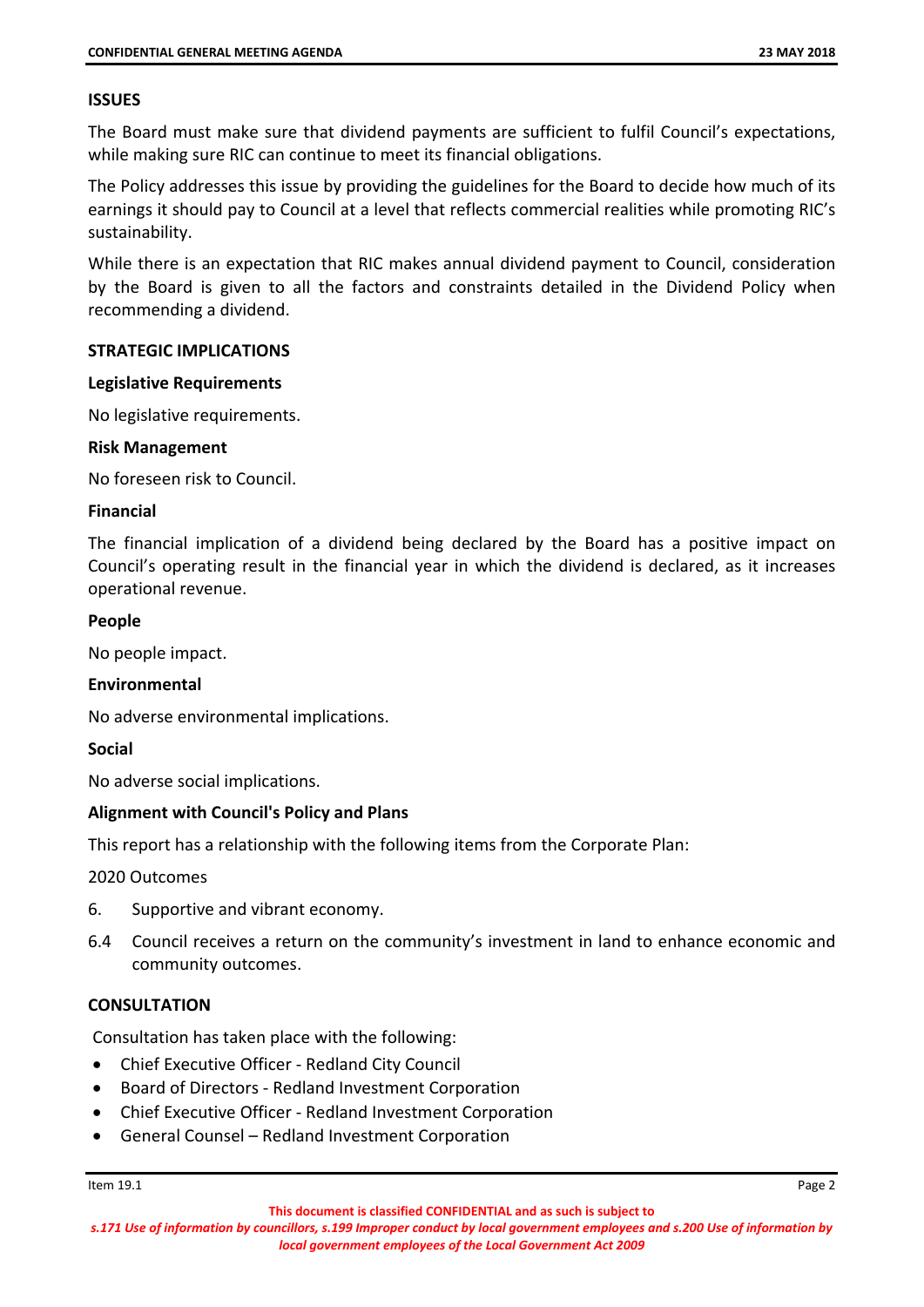## ISSUES

The Board must make sure that dividend payments are sufficient to fulfil Council's expectations, while making sure RIC can continue to meet its financial obligations.

The Policy addresses this issue by providing the guidelines for the Board to decide how much of its earnings it should pay to Council at a level that reflects commercial realities while promoting RIC's sustainability.

While there is an expectation that RIC makes annual dividend payment to Council, consideration by the Board is given to all the factors and constraints detailed in the Dividend Policy when recommending a dividend.

## STRATEGIC IMPLICATIONS

### Legislative Requirements

No legislative requirements.

### Risk Management

No foreseen risk to Council.

### Financial

The financial implication of a dividend being declared by the Board has a positive impact on Council's operating result in the financial year in which the dividend is declared, as it increases operational revenue.

### People

No people impact.

### Environmental

No adverse environmental implications.

### Social

No adverse social implications.

### Alignment with Council's Policy and Plans

This report has a relationship with the following items from the Corporate Plan:

2020 Outcomes

6. Supportive and vibrant economy.

6.4 Council receives a return on the community's investment in land to enhance economic and community outcomes.

## CONSULTATION

Consultation has taken place with the following:

- Chief Executive Officer - Redland City Council
- Board of Directors - Redland Investment Corporation
- Chief Executive Officer - Redland Investment Corporation
- General Counsel – Redland Investment Corporation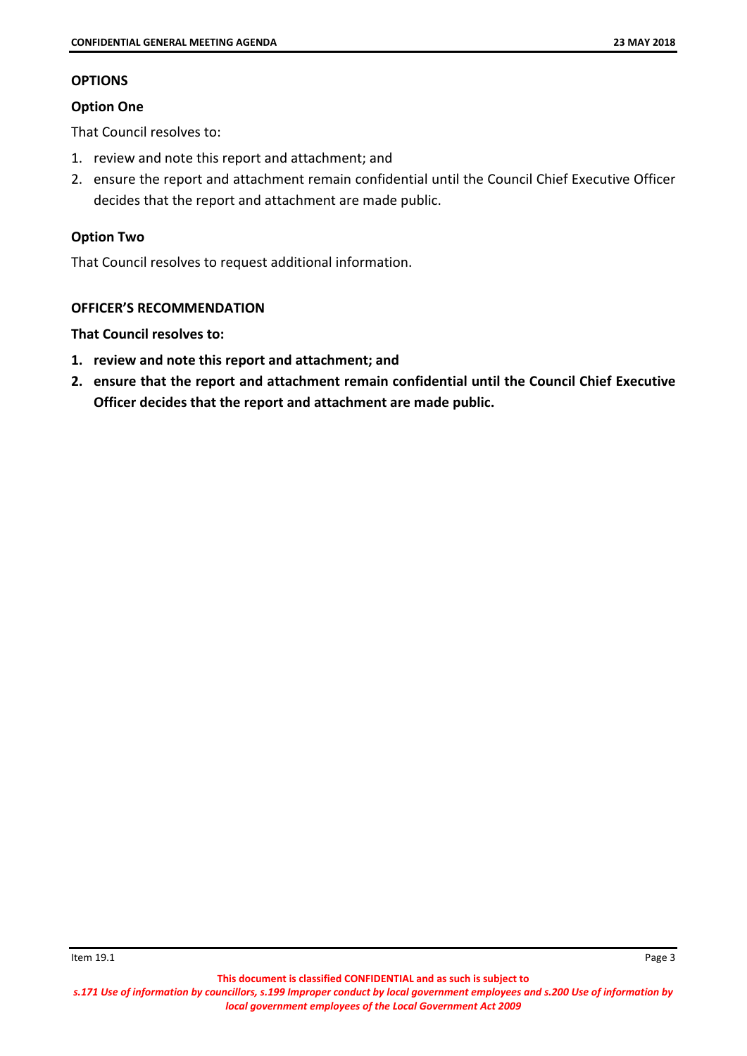**OPTIONS**

**Option One**

That Council resolves to:

1. review and note this report and attachment; and
2. ensure the report and attachment remain confidential until the Council Chief Executive Officer decides that the report and attachment are made public.

**Option Two**

That Council resolves to request additional information.

**OFFICER'S RECOMMENDATION**

**That Council resolves to:**

1. **review and note this report and attachment; and**
2. **ensure that the report and attachment remain confidential until the Council Chief Executive Officer decides that the report and attachment are made public.**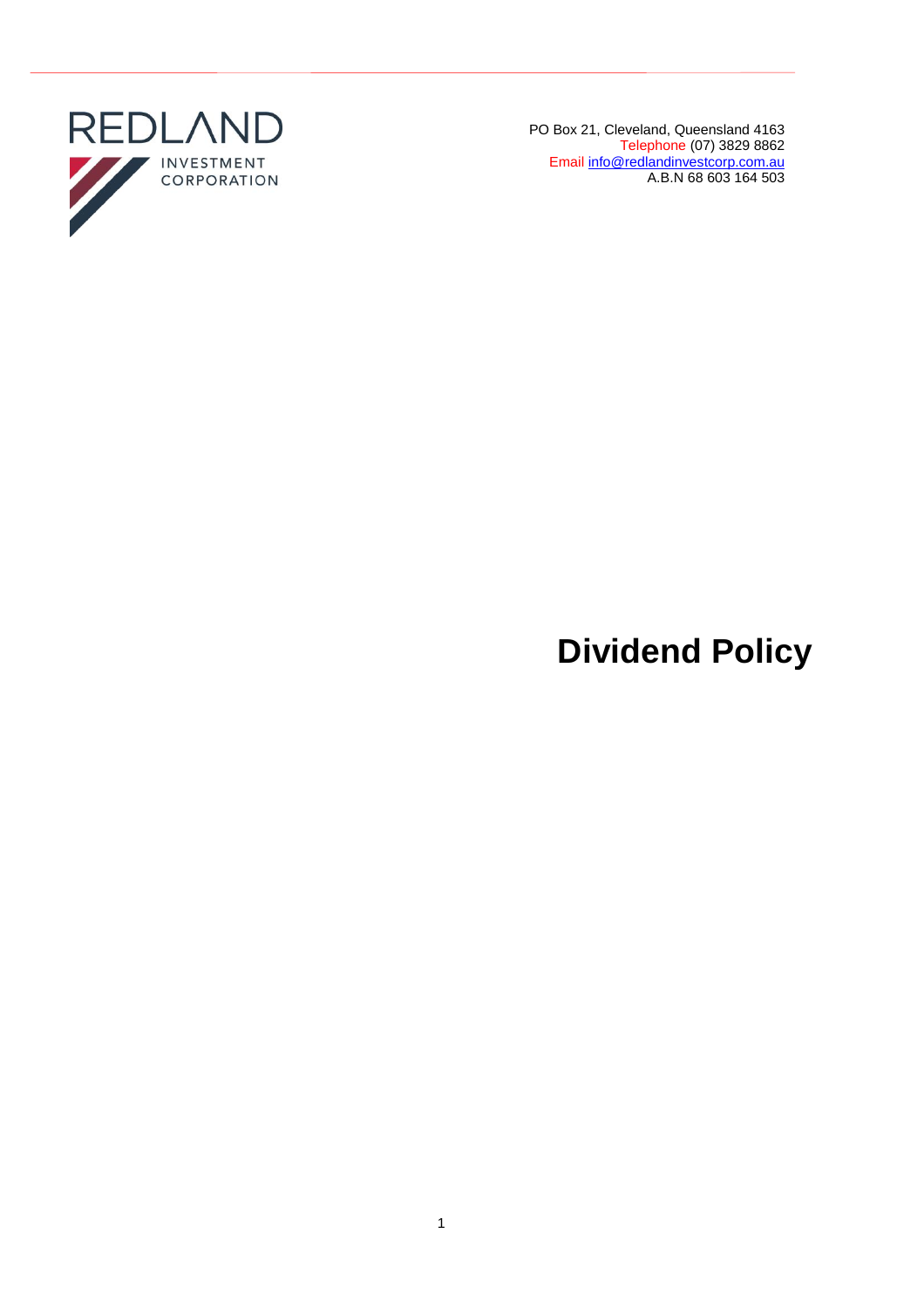REDLAND

INVESTMENT CORPORATION

PO Box 21, Cleveland, Queensland 4163
Telephone (07) 3829 8862
Email info@redlandinvestcorp.com.au
A.B.N 68 603 164 503

# Dividend Policy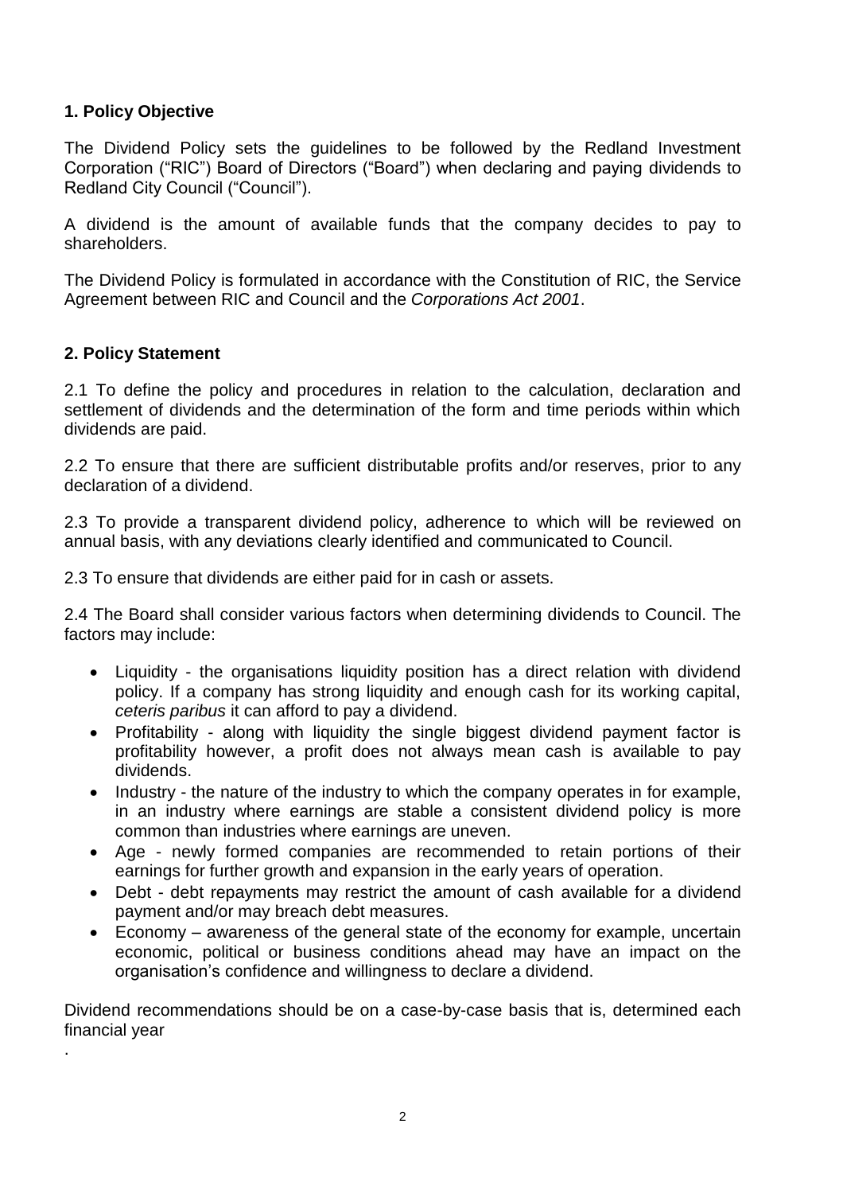## 1. Policy Objective

The Dividend Policy sets the guidelines to be followed by the Redland Investment Corporation ("RIC") Board of Directors ("Board") when declaring and paying dividends to Redland City Council ("Council").

A dividend is the amount of available funds that the company decides to pay to shareholders.

The Dividend Policy is formulated in accordance with the Constitution of RIC, the Service Agreement between RIC and Council and the *Corporations Act 2001*.

## 2. Policy Statement

2.1 To define the policy and procedures in relation to the calculation, declaration and settlement of dividends and the determination of the form and time periods within which dividends are paid.

2.2 To ensure that there are sufficient distributable profits and/or reserves, prior to any declaration of a dividend.

2.3 To provide a transparent dividend policy, adherence to which will be reviewed on annual basis, with any deviations clearly identified and communicated to Council.

2.3 To ensure that dividends are either paid for in cash or assets.

2.4 The Board shall consider various factors when determining dividends to Council. The factors may include:

- Liquidity - the organisations liquidity position has a direct relation with dividend policy. If a company has strong liquidity and enough cash for its working capital, *ceteris paribus* it can afford to pay a dividend.
- Profitability - along with liquidity the single biggest dividend payment factor is profitability however, a profit does not always mean cash is available to pay dividends.
- Industry - the nature of the industry to which the company operates in for example, in an industry where earnings are stable a consistent dividend policy is more common than industries where earnings are uneven.
- Age - newly formed companies are recommended to retain portions of their earnings for further growth and expansion in the early years of operation.
- Debt - debt repayments may restrict the amount of cash available for a dividend payment and/or may breach debt measures.
- Economy – awareness of the general state of the economy for example, uncertain economic, political or business conditions ahead may have an impact on the organisation's confidence and willingness to declare a dividend.

Dividend recommendations should be on a case-by-case basis that is, determined each financial year

.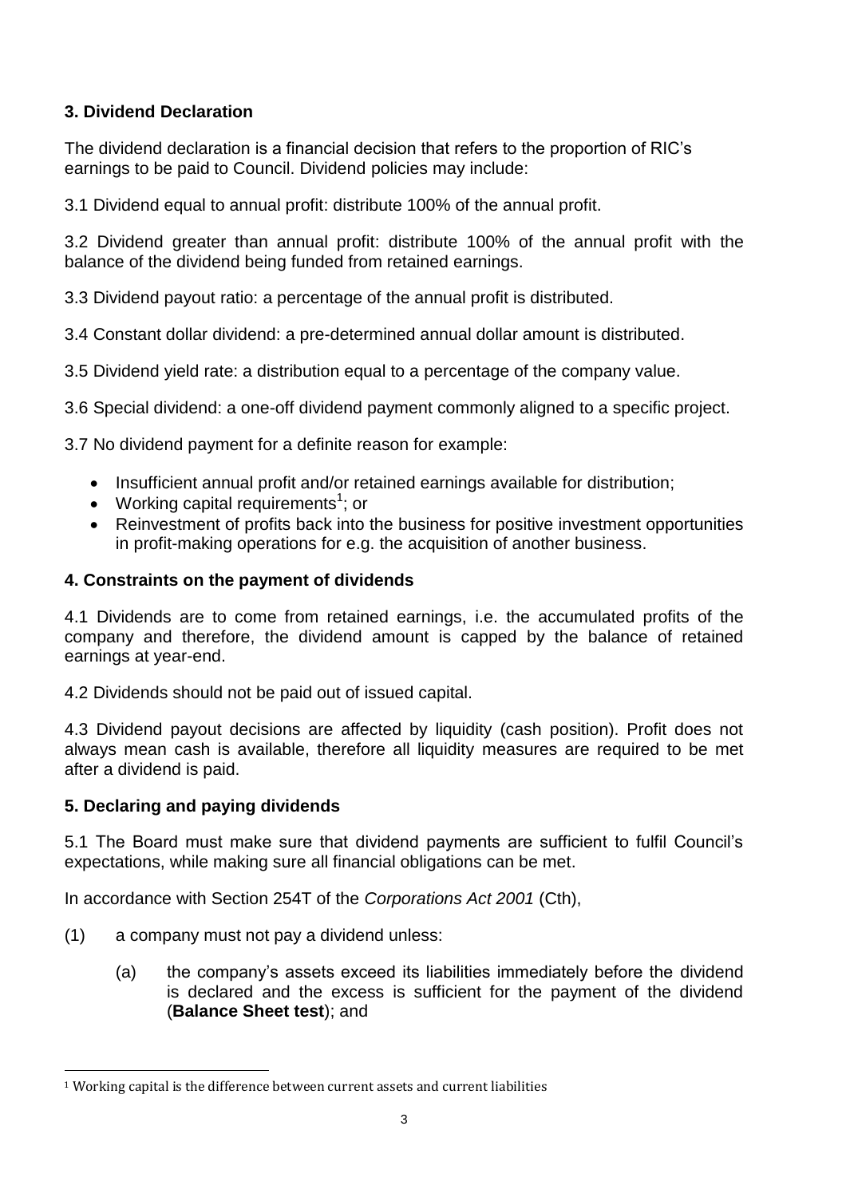## 3. Dividend Declaration

The dividend declaration is a financial decision that refers to the proportion of RIC's earnings to be paid to Council. Dividend policies may include:

3.1 Dividend equal to annual profit: distribute 100% of the annual profit.

3.2 Dividend greater than annual profit: distribute 100% of the annual profit with the balance of the dividend being funded from retained earnings.

3.3 Dividend payout ratio: a percentage of the annual profit is distributed.

3.4 Constant dollar dividend: a pre-determined annual dollar amount is distributed.

3.5 Dividend yield rate: a distribution equal to a percentage of the company value.

3.6 Special dividend: a one-off dividend payment commonly aligned to a specific project.

3.7 No dividend payment for a definite reason for example:

- Insufficient annual profit and/or retained earnings available for distribution;
- Working capital requirements[1]; or
- Reinvestment of profits back into the business for positive investment opportunities in profit-making operations for e.g. the acquisition of another business.

## 4. Constraints on the payment of dividends

4.1 Dividends are to come from retained earnings, i.e. the accumulated profits of the company and therefore, the dividend amount is capped by the balance of retained earnings at year-end.

4.2 Dividends should not be paid out of issued capital.

4.3 Dividend payout decisions are affected by liquidity (cash position). Profit does not always mean cash is available, therefore all liquidity measures are required to be met after a dividend is paid.

## 5. Declaring and paying dividends

5.1 The Board must make sure that dividend payments are sufficient to fulfil Council's expectations, while making sure all financial obligations can be met.

In accordance with Section 254T of the *Corporations Act 2001* (Cth),

(1) a company must not pay a dividend unless:

(a) the company's assets exceed its liabilities immediately before the dividend is declared and the excess is sufficient for the payment of the dividend (**Balance Sheet test**); and

[1] Working capital is the difference between current assets and current liabilities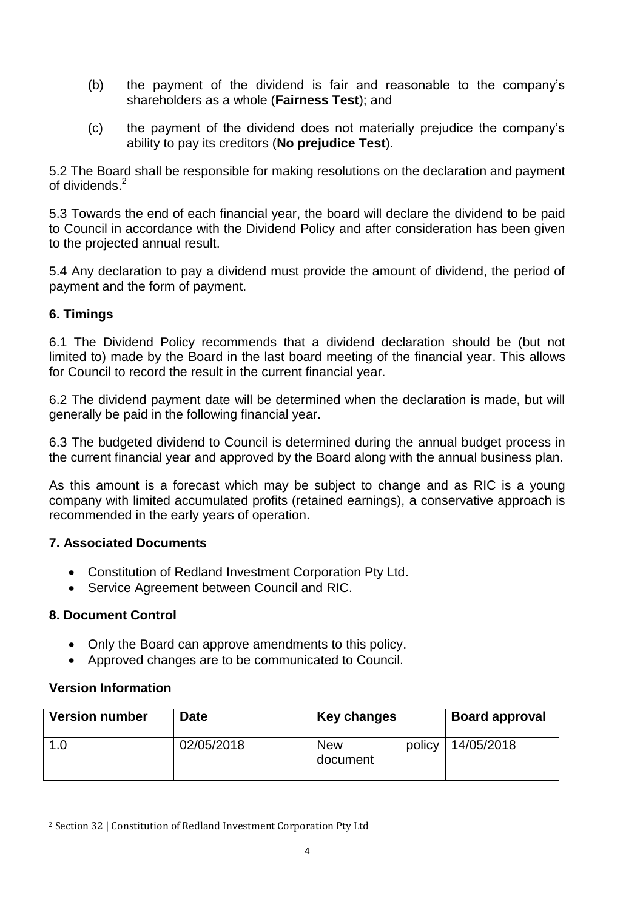(b) the payment of the dividend is fair and reasonable to the company's shareholders as a whole (**Fairness Test**); and

(c) the payment of the dividend does not materially prejudice the company's ability to pay its creditors (**No prejudice Test**).

5.2 The Board shall be responsible for making resolutions on the declaration and payment of dividends.[2]

5.3 Towards the end of each financial year, the board will declare the dividend to be paid to Council in accordance with the Dividend Policy and after consideration has been given to the projected annual result.

5.4 Any declaration to pay a dividend must provide the amount of dividend, the period of payment and the form of payment.

## 6. Timings

6.1 The Dividend Policy recommends that a dividend declaration should be (but not limited to) made by the Board in the last board meeting of the financial year. This allows for Council to record the result in the current financial year.

6.2 The dividend payment date will be determined when the declaration is made, but will generally be paid in the following financial year.

6.3 The budgeted dividend to Council is determined during the annual budget process in the current financial year and approved by the Board along with the annual business plan.

As this amount is a forecast which may be subject to change and as RIC is a young company with limited accumulated profits (retained earnings), a conservative approach is recommended in the early years of operation.

## 7. Associated Documents

- Constitution of Redland Investment Corporation Pty Ltd.
- Service Agreement between Council and RIC.

## 8. Document Control

- Only the Board can approve amendments to this policy.
- Approved changes are to be communicated to Council.

### Version Information

| Version number | Date | Key changes | Board approval |
|---|---|---|---|
| 1.0 | 02/05/2018 | New policy document | 14/05/2018 |

[2] Section 32 | Constitution of Redland Investment Corporation Pty Ltd